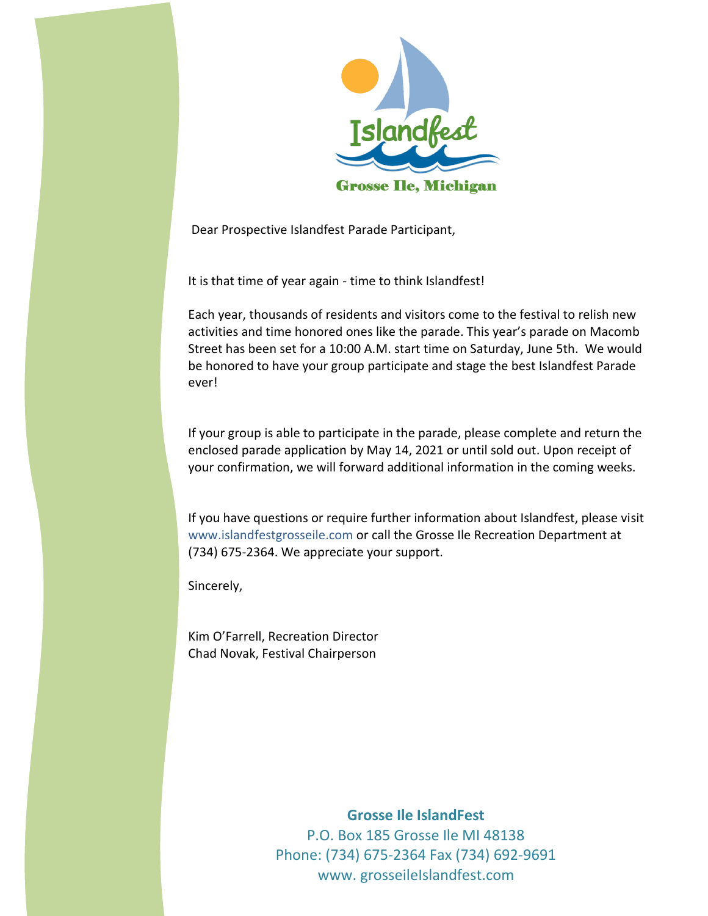Islandfest

Grosse Ile, Michigan

Dear Prospective Islandfest Parade Participant,

It is that time of year again - time to think Islandfest!

Each year, thousands of residents and visitors come to the festival to relish new activities and time honored ones like the parade. This year's parade on Macomb Street has been set for a 10:00 A.M. start time on Saturday, June 5th. We would be honored to have your group participate and stage the best Islandfest Parade ever!

If your group is able to participate in the parade, please complete and return the enclosed parade application by May 14, 2021 or until sold out. Upon receipt of your confirmation, we will forward additional information in the coming weeks.

If you have questions or require further information about Islandfest, please visit www.islandfestgrosseile.com or call the Grosse Ile Recreation Department at (734) 675-2364. We appreciate your support.

Sincerely,

Kim O'Farrell, Recreation Director
Chad Novak, Festival Chairperson

**Grosse Ile IslandFest**
P.O. Box 185 Grosse Ile MI 48138
Phone: (734) 675-2364 Fax (734) 692-9691
www. grosseileIslandfest.com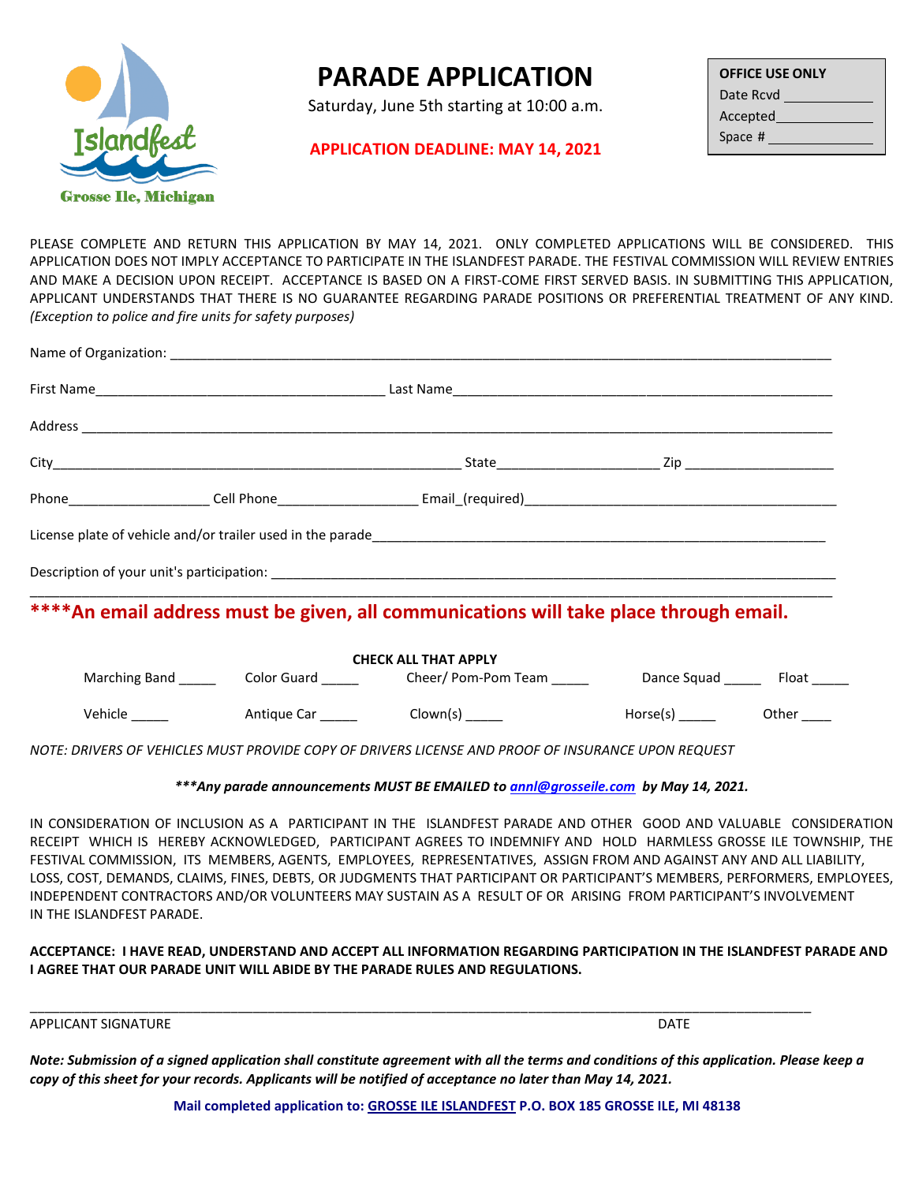Islandfest
Grosse Ile, Michigan

# PARADE APPLICATION

Saturday, June 5th starting at 10:00 a.m.

**APPLICATION DEADLINE: MAY 14, 2021**

| OFFICE USE ONLY |
|---|
| Date Rcvd ___________ |
| Accepted___________ |
| Space # ___________ |

PLEASE COMPLETE AND RETURN THIS APPLICATION BY MAY 14, 2021. ONLY COMPLETED APPLICATIONS WILL BE CONSIDERED. THIS APPLICATION DOES NOT IMPLY ACCEPTANCE TO PARTICIPATE IN THE ISLANDFEST PARADE. THE FESTIVAL COMMISSION WILL REVIEW ENTRIES AND MAKE A DECISION UPON RECEIPT. ACCEPTANCE IS BASED ON A FIRST-COME FIRST SERVED BASIS. IN SUBMITTING THIS APPLICATION, APPLICANT UNDERSTANDS THAT THERE IS NO GUARANTEE REGARDING PARADE POSITIONS OR PREFERENTIAL TREATMENT OF ANY KIND. *(Exception to police and fire units for safety purposes)*

Name of Organization: ______________________________________________________________________

First Name_______________________________ Last Name_______________________________________

Address ____________________________________________________________________________

City_________________________________________ State_________________ Zip _______________

Phone________________ Cell Phone________________ Email_(required)__________________________

License plate of vehicle and/or trailer used in the parade____________________________________________

Description of your unit's participation: ______________________________________________________

______________________________________________________________________________

**\*\*\*\*An email address must be given, all communications will take place through email.**

**CHECK ALL THAT APPLY**

Marching Band _____ Color Guard _____ Cheer/ Pom-Pom Team _____ Dance Squad _____ Float _____

Vehicle _____ Antique Car _____ Clown(s) _____ Horse(s) _____ Other ____

*NOTE: DRIVERS OF VEHICLES MUST PROVIDE COPY OF DRIVERS LICENSE AND PROOF OF INSURANCE UPON REQUEST*

***\*\*\*Any parade announcements MUST BE EMAILED to annl@grosseile.com by May 14, 2021.***

IN CONSIDERATION OF INCLUSION AS A PARTICIPANT IN THE ISLANDFEST PARADE AND OTHER GOOD AND VALUABLE CONSIDERATION RECEIPT WHICH IS HEREBY ACKNOWLEDGED, PARTICIPANT AGREES TO INDEMNIFY AND HOLD HARMLESS GROSSE ILE TOWNSHIP, THE FESTIVAL COMMISSION, ITS MEMBERS, AGENTS, EMPLOYEES, REPRESENTATIVES, ASSIGN FROM AND AGAINST ANY AND ALL LIABILITY, LOSS, COST, DEMANDS, CLAIMS, FINES, DEBTS, OR JUDGMENTS THAT PARTICIPANT OR PARTICIPANT'S MEMBERS, PERFORMERS, EMPLOYEES, INDEPENDENT CONTRACTORS AND/OR VOLUNTEERS MAY SUSTAIN AS A RESULT OF OR ARISING FROM PARTICIPANT'S INVOLVEMENT IN THE ISLANDFEST PARADE.

**ACCEPTANCE: I HAVE READ, UNDERSTAND AND ACCEPT ALL INFORMATION REGARDING PARTICIPATION IN THE ISLANDFEST PARADE AND I AGREE THAT OUR PARADE UNIT WILL ABIDE BY THE PARADE RULES AND REGULATIONS.**

______________________________________________________________________________

APPLICANT SIGNATURE DATE

***Note: Submission of a signed application shall constitute agreement with all the terms and conditions of this application. Please keep a copy of this sheet for your records. Applicants will be notified of acceptance no later than May 14, 2021.***

**Mail completed application to: GROSSE ILE ISLANDFEST P.O. BOX 185 GROSSE ILE, MI 48138**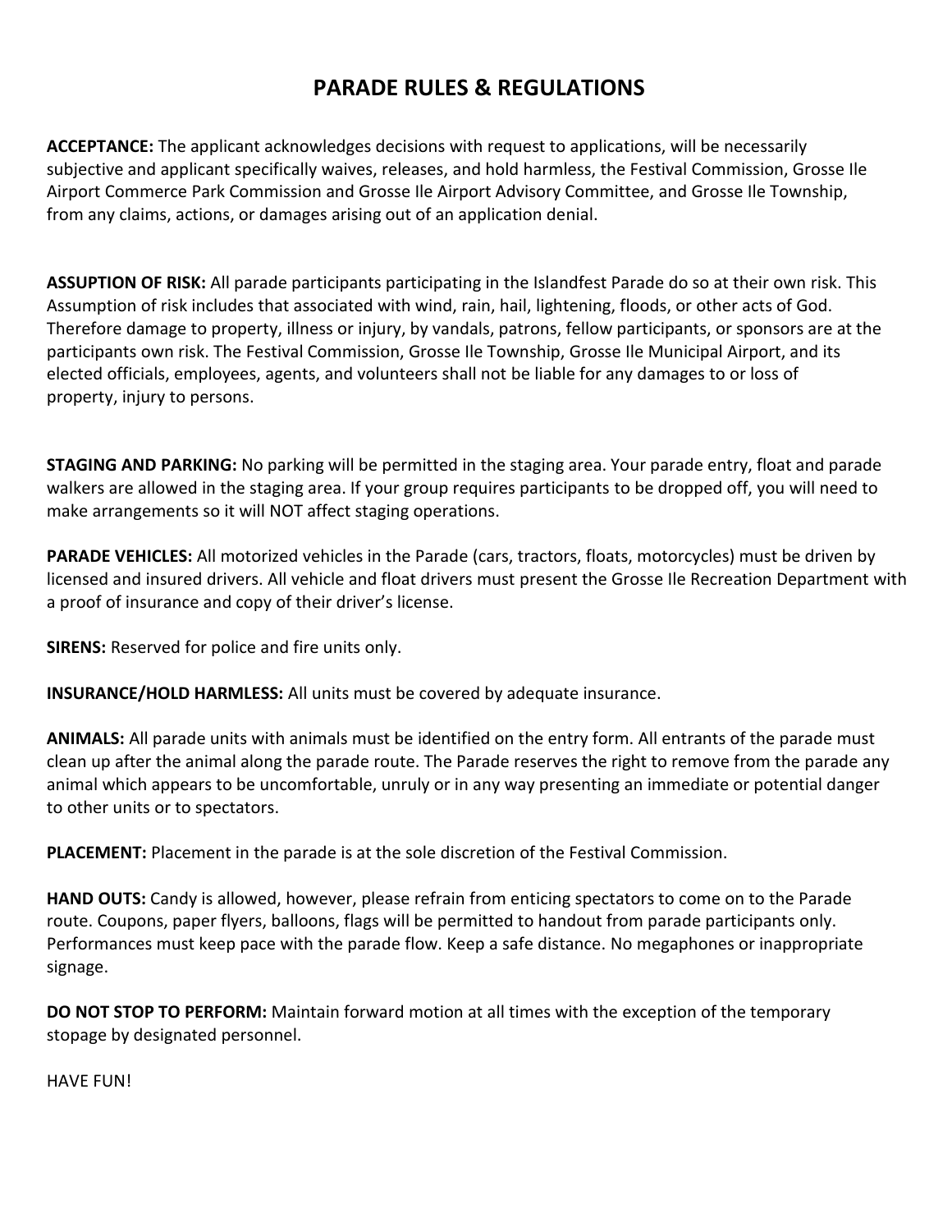# PARADE RULES & REGULATIONS

**ACCEPTANCE:** The applicant acknowledges decisions with request to applications, will be necessarily subjective and applicant specifically waives, releases, and hold harmless, the Festival Commission, Grosse Ile Airport Commerce Park Commission and Grosse Ile Airport Advisory Committee, and Grosse Ile Township, from any claims, actions, or damages arising out of an application denial.

**ASSUPTION OF RISK:** All parade participants participating in the Islandfest Parade do so at their own risk. This Assumption of risk includes that associated with wind, rain, hail, lightening, floods, or other acts of God. Therefore damage to property, illness or injury, by vandals, patrons, fellow participants, or sponsors are at the participants own risk. The Festival Commission, Grosse Ile Township, Grosse Ile Municipal Airport, and its elected officials, employees, agents, and volunteers shall not be liable for any damages to or loss of property, injury to persons.

**STAGING AND PARKING:** No parking will be permitted in the staging area. Your parade entry, float and parade walkers are allowed in the staging area. If your group requires participants to be dropped off, you will need to make arrangements so it will NOT affect staging operations.

**PARADE VEHICLES:** All motorized vehicles in the Parade (cars, tractors, floats, motorcycles) must be driven by licensed and insured drivers. All vehicle and float drivers must present the Grosse Ile Recreation Department with a proof of insurance and copy of their driver's license.

**SIRENS:** Reserved for police and fire units only.

**INSURANCE/HOLD HARMLESS:** All units must be covered by adequate insurance.

**ANIMALS:** All parade units with animals must be identified on the entry form. All entrants of the parade must clean up after the animal along the parade route. The Parade reserves the right to remove from the parade any animal which appears to be uncomfortable, unruly or in any way presenting an immediate or potential danger to other units or to spectators.

**PLACEMENT:** Placement in the parade is at the sole discretion of the Festival Commission.

**HAND OUTS:** Candy is allowed, however, please refrain from enticing spectators to come on to the Parade route. Coupons, paper flyers, balloons, flags will be permitted to handout from parade participants only. Performances must keep pace with the parade flow. Keep a safe distance. No megaphones or inappropriate signage.

**DO NOT STOP TO PERFORM:** Maintain forward motion at all times with the exception of the temporary stopage by designated personnel.

HAVE FUN!